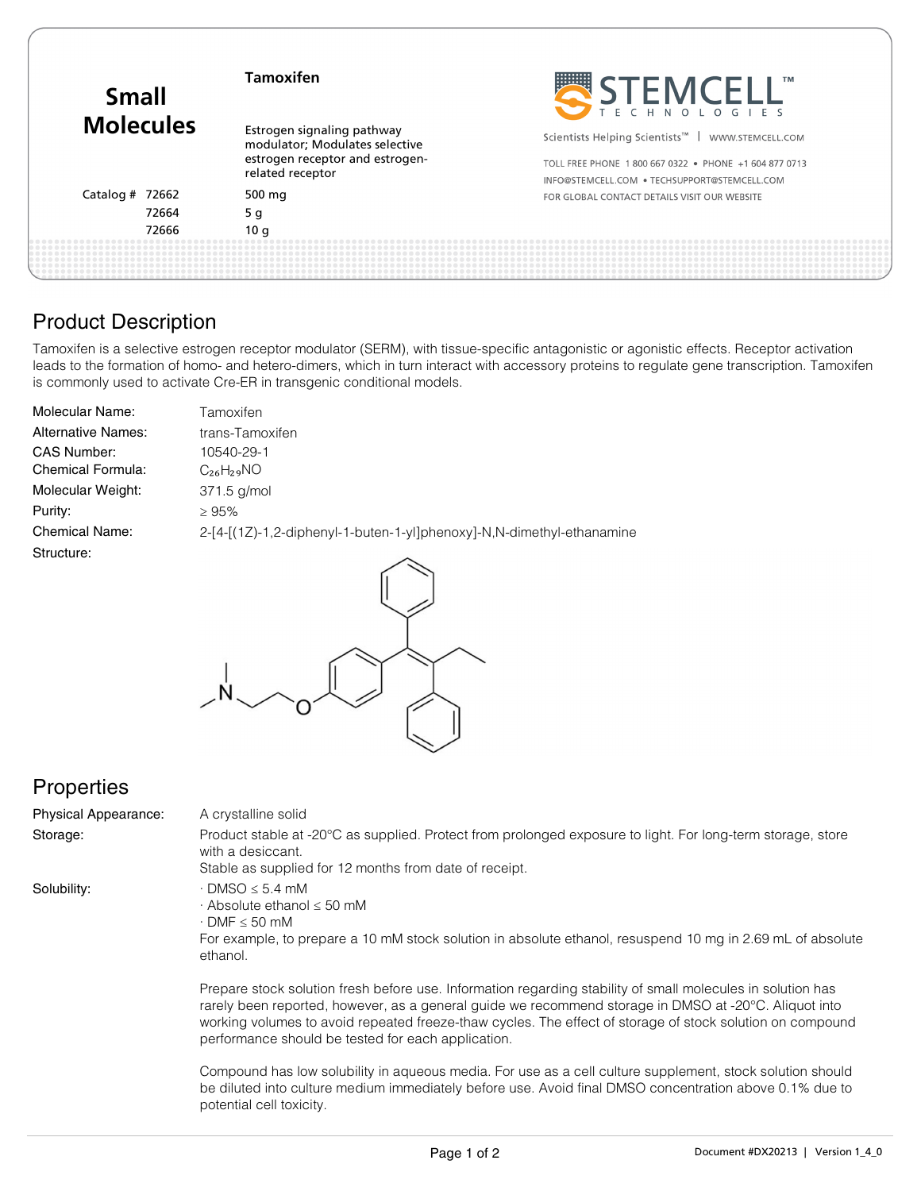# Small Molecules

**Tamoxifen**

Estrogen signaling pathway modulator; Modulates selective estrogen receptor and estrogen-related receptor

| Catalog # | Size |
|---|---|
| 72662 | 500 mg |
| 72664 | 5 g |
| 72666 | 10 g |

STEMCELL TECHNOLOGIES

Scientists Helping Scientists™ | WWW.STEMCELL.COM

TOLL FREE PHONE 1 800 667 0322 • PHONE +1 604 877 0713

INFO@STEMCELL.COM • TECHSUPPORT@STEMCELL.COM

FOR GLOBAL CONTACT DETAILS VISIT OUR WEBSITE

## Product Description

Tamoxifen is a selective estrogen receptor modulator (SERM), with tissue-specific antagonistic or agonistic effects. Receptor activation leads to the formation of homo- and hetero-dimers, which in turn interact with accessory proteins to regulate gene transcription. Tamoxifen is commonly used to activate Cre-ER in transgenic conditional models.

| | |
|---|---|
| Molecular Name: | Tamoxifen |
| Alternative Names: | trans-Tamoxifen |
| CAS Number: | 10540-29-1 |
| Chemical Formula: | $C_{26}H_{29}NO$ |
| Molecular Weight: | 371.5 g/mol |
| Purity: | ≥ 95% |
| Chemical Name: | 2-[4-[(1Z)-1,2-diphenyl-1-buten-1-yl]phenoxy]-N,N-dimethyl-ethanamine |
| Structure: | |

## Properties

| | |
|---|---|
| Physical Appearance: | A crystalline solid |
| Storage: | Product stable at -20°C as supplied. Protect from prolonged exposure to light. For long-term storage, store with a desiccant. Stable as supplied for 12 months from date of receipt. |
| Solubility: | · DMSO ≤ 5.4 mM<br>· Absolute ethanol ≤ 50 mM<br>· DMF ≤ 50 mM<br>For example, to prepare a 10 mM stock solution in absolute ethanol, resuspend 10 mg in 2.69 mL of absolute ethanol. |

Prepare stock solution fresh before use. Information regarding stability of small molecules in solution has rarely been reported, however, as a general guide we recommend storage in DMSO at -20°C. Aliquot into working volumes to avoid repeated freeze-thaw cycles. The effect of storage of stock solution on compound performance should be tested for each application.

Compound has low solubility in aqueous media. For use as a cell culture supplement, stock solution should be diluted into culture medium immediately before use. Avoid final DMSO concentration above 0.1% due to potential cell toxicity.

Document #DX20213 | Version 1_4_0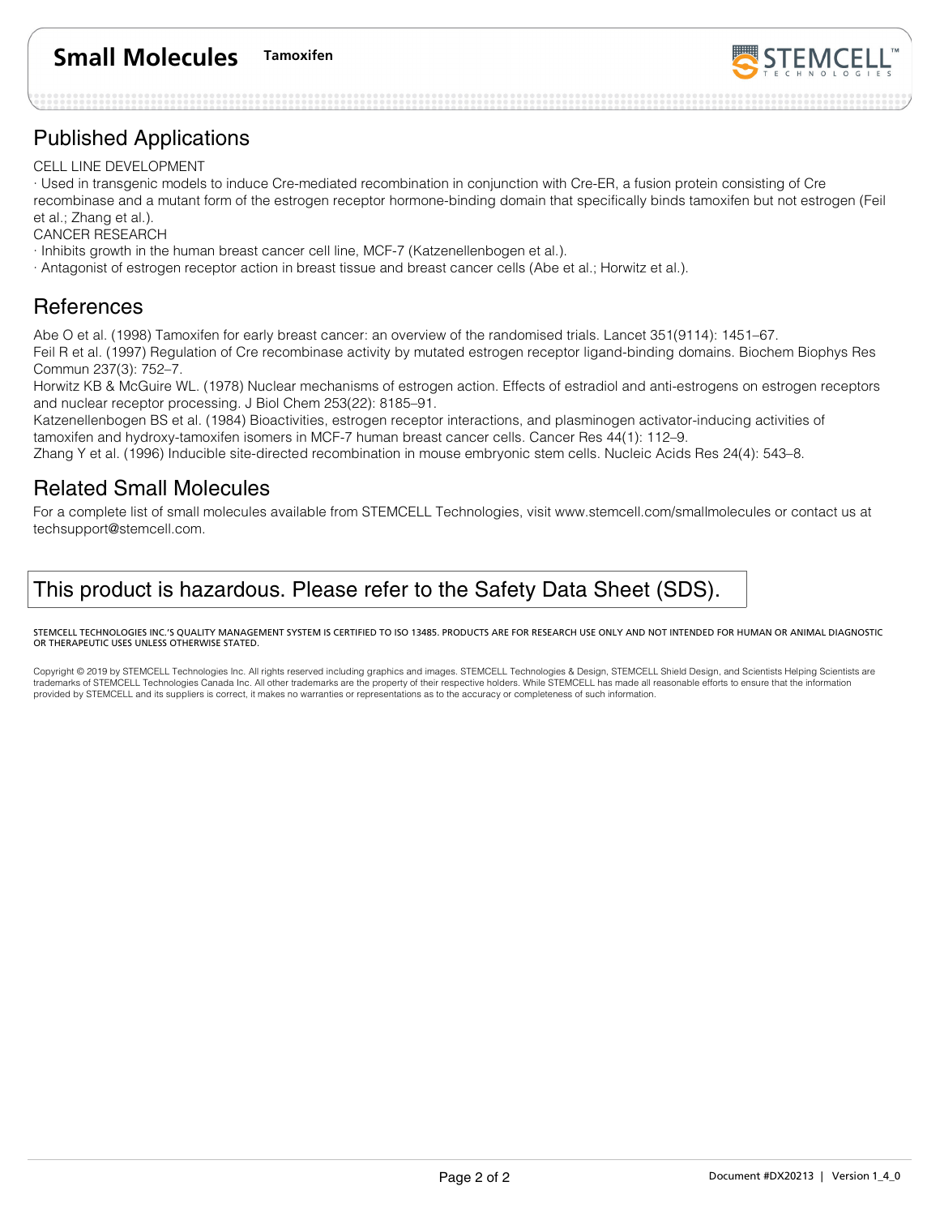## Published Applications

CELL LINE DEVELOPMENT

· Used in transgenic models to induce Cre-mediated recombination in conjunction with Cre-ER, a fusion protein consisting of Cre recombinase and a mutant form of the estrogen receptor hormone-binding domain that specifically binds tamoxifen but not estrogen (Feil et al.; Zhang et al.).

CANCER RESEARCH

· Inhibits growth in the human breast cancer cell line, MCF-7 (Katzenellenbogen et al.).

· Antagonist of estrogen receptor action in breast tissue and breast cancer cells (Abe et al.; Horwitz et al.).

## References

Abe O et al. (1998) Tamoxifen for early breast cancer: an overview of the randomised trials. Lancet 351(9114): 1451–67.

Feil R et al. (1997) Regulation of Cre recombinase activity by mutated estrogen receptor ligand-binding domains. Biochem Biophys Res Commun 237(3): 752–7.

Horwitz KB & McGuire WL. (1978) Nuclear mechanisms of estrogen action. Effects of estradiol and anti-estrogens on estrogen receptors and nuclear receptor processing. J Biol Chem 253(22): 8185–91.

Katzenellenbogen BS et al. (1984) Bioactivities, estrogen receptor interactions, and plasminogen activator-inducing activities of tamoxifen and hydroxy-tamoxifen isomers in MCF-7 human breast cancer cells. Cancer Res 44(1): 112–9.

Zhang Y et al. (1996) Inducible site-directed recombination in mouse embryonic stem cells. Nucleic Acids Res 24(4): 543–8.

## Related Small Molecules

For a complete list of small molecules available from STEMCELL Technologies, visit www.stemcell.com/smallmolecules or contact us at techsupport@stemcell.com.

This product is hazardous. Please refer to the Safety Data Sheet (SDS).

STEMCELL TECHNOLOGIES INC.'S QUALITY MANAGEMENT SYSTEM IS CERTIFIED TO ISO 13485. PRODUCTS ARE FOR RESEARCH USE ONLY AND NOT INTENDED FOR HUMAN OR ANIMAL DIAGNOSTIC OR THERAPEUTIC USES UNLESS OTHERWISE STATED.

Copyright © 2019 by STEMCELL Technologies Inc. All rights reserved including graphics and images. STEMCELL Technologies & Design, STEMCELL Shield Design, and Scientists Helping Scientists are trademarks of STEMCELL Technologies Canada Inc. All other trademarks are the property of their respective holders. While STEMCELL has made all reasonable efforts to ensure that the information provided by STEMCELL and its suppliers is correct, it makes no warranties or representations as to the accuracy or completeness of such information.

Document #DX20213 | Version 1_4_0